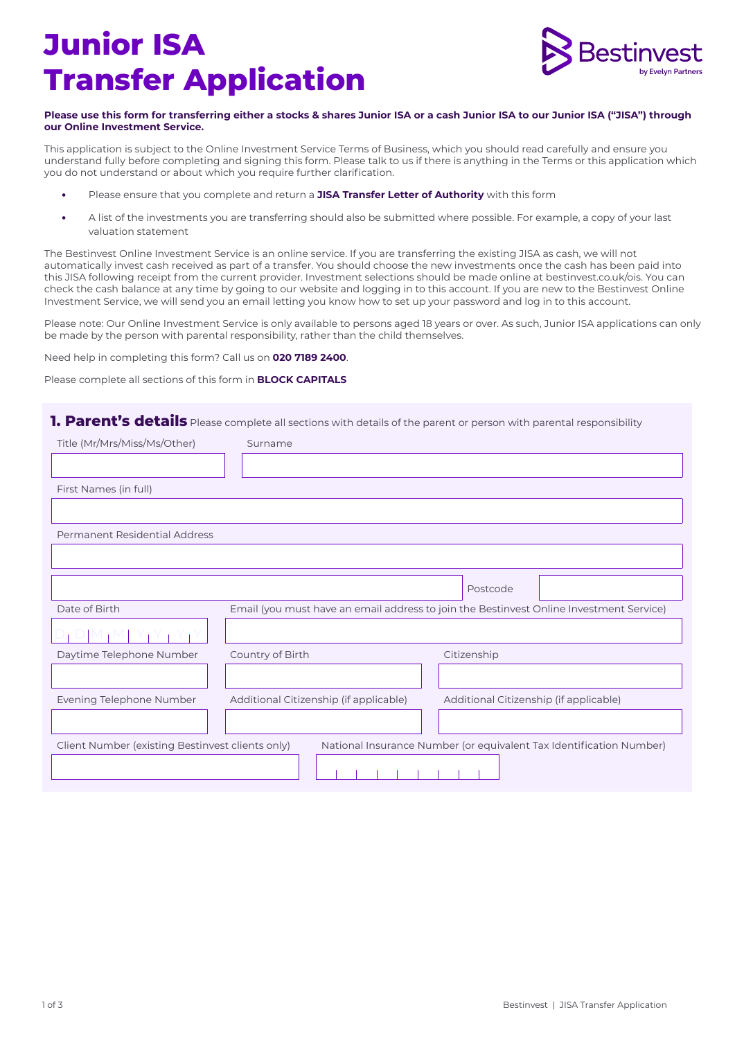# Junior ISA Transfer Application

Bestinvest by Evelyn Partners

**Please use this form for transferring either a stocks & shares Junior ISA or a cash Junior ISA to our Junior ISA ("JISA") through our Online Investment Service.**

This application is subject to the Online Investment Service Terms of Business, which you should read carefully and ensure you understand fully before completing and signing this form. Please talk to us if there is anything in the Terms or this application which you do not understand or about which you require further clarification.

- Please ensure that you complete and return a **JISA Transfer Letter of Authority** with this form
- A list of the investments you are transferring should also be submitted where possible. For example, a copy of your last valuation statement

The Bestinvest Online Investment Service is an online service. If you are transferring the existing JISA as cash, we will not automatically invest cash received as part of a transfer. You should choose the new investments once the cash has been paid into this JISA following receipt from the current provider. Investment selections should be made online at bestinvest.co.uk/ois. You can check the cash balance at any time by going to our website and logging in to this account. If you are new to the Bestinvest Online Investment Service, we will send you an email letting you know how to set up your password and log in to this account.

Please note: Our Online Investment Service is only available to persons aged 18 years or over. As such, Junior ISA applications can only be made by the person with parental responsibility, rather than the child themselves.

Need help in completing this form? Call us on **020 7189 2400**.

Please complete all sections of this form in **BLOCK CAPITALS**

## 1. Parent's details

Please complete all sections with details of the parent or person with parental responsibility

Title (Mr/Mrs/Miss/Ms/Other) ______ Surname ______

First Names (in full) ______

Permanent Residential Address ______

______ Postcode ______

Date of Birth D D M M Y Y Y Y

Email (you must have an email address to join the Bestinvest Online Investment Service) ______

Daytime Telephone Number ______ Country of Birth ______ Citizenship ______

Evening Telephone Number ______ Additional Citizenship (if applicable) ______ Additional Citizenship (if applicable) ______

Client Number (existing Bestinvest clients only) ______

National Insurance Number (or equivalent Tax Identification Number) ______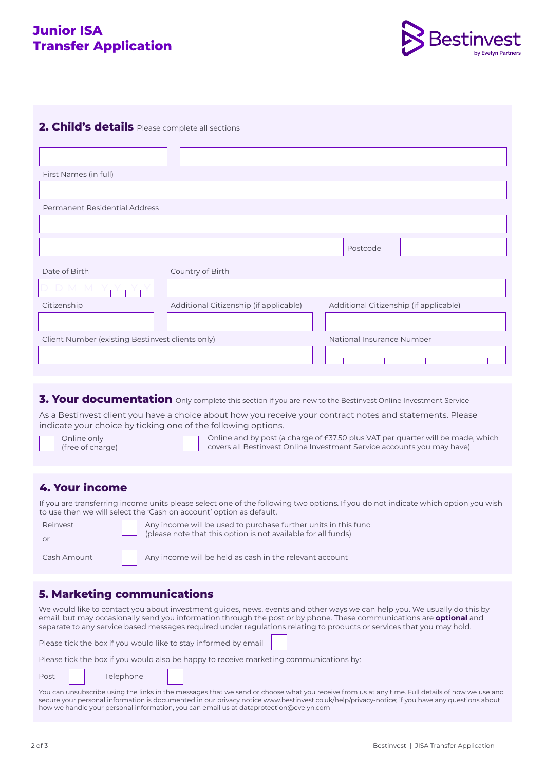# Junior ISA Transfer Application

## 2. Child's details Please complete all sections

First Names (in full)

Permanent Residential Address

Postcode

Date of Birth

D D M M Y Y Y Y

Country of Birth

Citizenship

Additional Citizenship (if applicable)

Additional Citizenship (if applicable)

Client Number (existing Bestinvest clients only)

National Insurance Number

## 3. Your documentation Only complete this section if you are new to the Bestinvest Online Investment Service

As a Bestinvest client you have a choice about how you receive your contract notes and statements. Please indicate your choice by ticking one of the following options.

- [ ] Online only (free of charge)
- [ ] Online and by post (a charge of £37.50 plus VAT per quarter will be made, which covers all Bestinvest Online Investment Service accounts you may have)

## 4. Your income

If you are transferring income units please select one of the following two options. If you do not indicate which option you wish to use then we will select the 'Cash on account' option as default.

Reinvest
- [ ] Any income will be used to purchase further units in this fund (please note that this option is not available for all funds)

or

Cash Amount
- [ ] Any income will be held as cash in the relevant account

## 5. Marketing communications

We would like to contact you about investment guides, news, events and other ways we can help you. We usually do this by email, but may occasionally send you information through the post or by phone. These communications are **optional** and separate to any service based messages required under regulations relating to products or services that you may hold.

Please tick the box if you would like to stay informed by email [ ]

Please tick the box if you would also be happy to receive marketing communications by:

Post [ ] Telephone [ ]

You can unsubscribe using the links in the messages that we send or choose what you receive from us at any time. Full details of how we use and secure your personal information is documented in our privacy notice www.bestinvest.co.uk/help/privacy-notice; if you have any questions about how we handle your personal information, you can email us at dataprotection@evelyn.com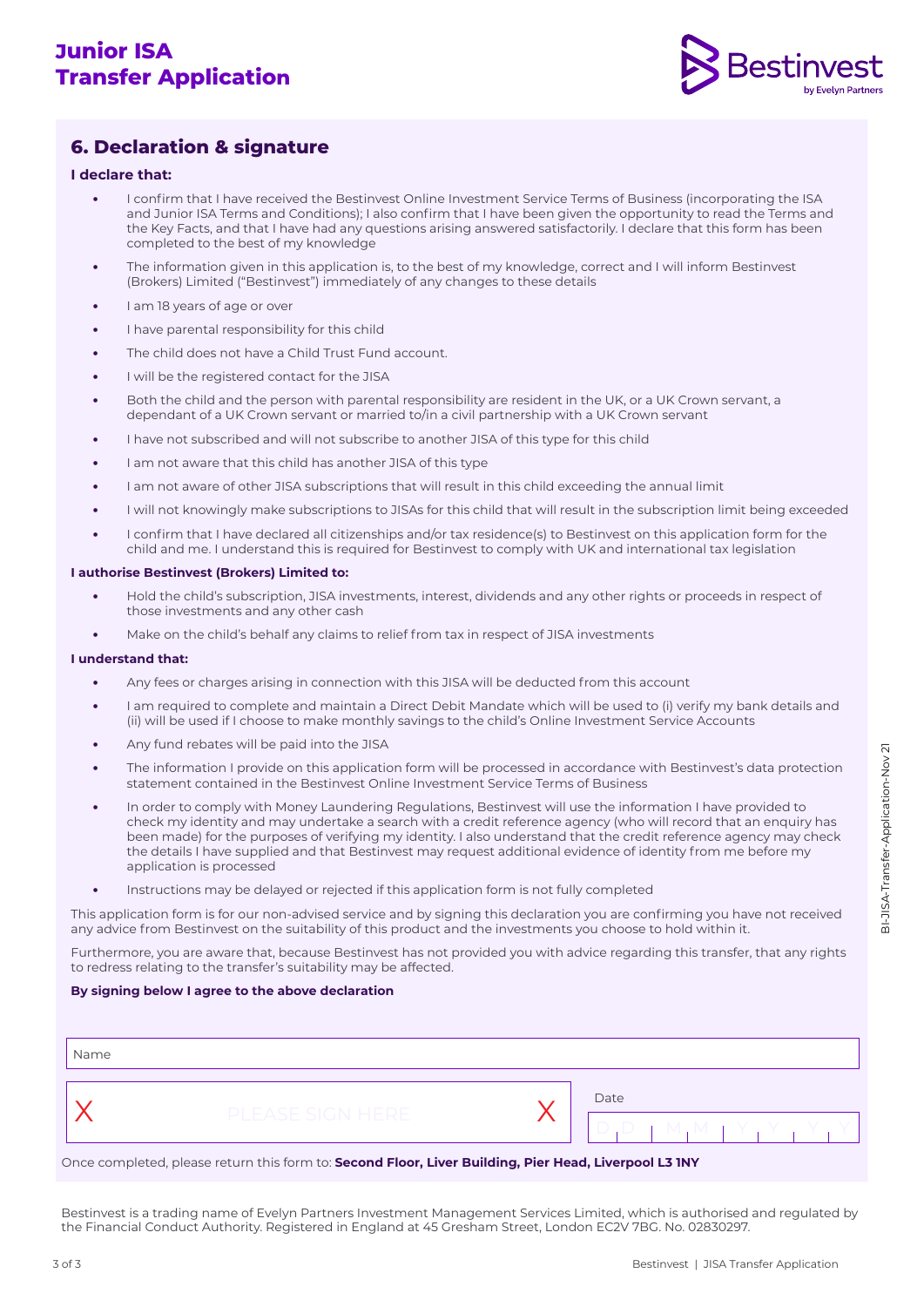# Junior ISA Transfer Application

## 6. Declaration & signature

**I declare that:**

- I confirm that I have received the Bestinvest Online Investment Service Terms of Business (incorporating the ISA and Junior ISA Terms and Conditions); I also confirm that I have been given the opportunity to read the Terms and the Key Facts, and that I have had any questions arising answered satisfactorily. I declare that this form has been completed to the best of my knowledge
- The information given in this application is, to the best of my knowledge, correct and I will inform Bestinvest (Brokers) Limited ("Bestinvest") immediately of any changes to these details
- I am 18 years of age or over
- I have parental responsibility for this child
- The child does not have a Child Trust Fund account.
- I will be the registered contact for the JISA
- Both the child and the person with parental responsibility are resident in the UK, or a UK Crown servant, a dependant of a UK Crown servant or married to/in a civil partnership with a UK Crown servant
- I have not subscribed and will not subscribe to another JISA of this type for this child
- I am not aware that this child has another JISA of this type
- I am not aware of other JISA subscriptions that will result in this child exceeding the annual limit
- I will not knowingly make subscriptions to JISAs for this child that will result in the subscription limit being exceeded
- I confirm that I have declared all citizenships and/or tax residence(s) to Bestinvest on this application form for the child and me. I understand this is required for Bestinvest to comply with UK and international tax legislation

**I authorise Bestinvest (Brokers) Limited to:**

- Hold the child's subscription, JISA investments, interest, dividends and any other rights or proceeds in respect of those investments and any other cash
- Make on the child's behalf any claims to relief from tax in respect of JISA investments

**I understand that:**

- Any fees or charges arising in connection with this JISA will be deducted from this account
- I am required to complete and maintain a Direct Debit Mandate which will be used to (i) verify my bank details and (ii) will be used if I choose to make monthly savings to the child's Online Investment Service Accounts
- Any fund rebates will be paid into the JISA
- The information I provide on this application form will be processed in accordance with Bestinvest's data protection statement contained in the Bestinvest Online Investment Service Terms of Business
- In order to comply with Money Laundering Regulations, Bestinvest will use the information I have provided to check my identity and may undertake a search with a credit reference agency (who will record that an enquiry has been made) for the purposes of verifying my identity. I also understand that the credit reference agency may check the details I have supplied and that Bestinvest may request additional evidence of identity from me before my application is processed
- Instructions may be delayed or rejected if this application form is not fully completed

This application form is for our non-advised service and by signing this declaration you are confirming you have not received any advice from Bestinvest on the suitability of this product and the investments you choose to hold within it.

Furthermore, you are aware that, because Bestinvest has not provided you with advice regarding this transfer, that any rights to redress relating to the transfer's suitability may be affected.

**By signing below I agree to the above declaration**

Name

X PLEASE SIGN HERE X

Date D D | M M | Y Y Y Y

Once completed, please return this form to: **Second Floor, Liver Building, Pier Head, Liverpool L3 1NY**

Bestinvest is a trading name of Evelyn Partners Investment Management Services Limited, which is authorised and regulated by the Financial Conduct Authority. Registered in England at 45 Gresham Street, London EC2V 7BG. No. 02830297.

BI-JISA-Transfer-Application-Nov 21